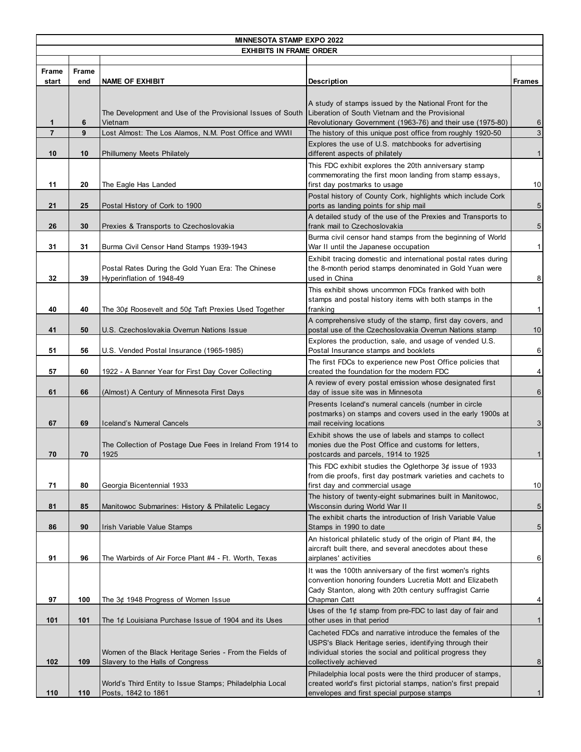# MINNESOTA STAMP EXPO 2022

## EXHIBITS IN FRAME ORDER

| Frame start | Frame end | NAME OF EXHIBIT | Description | Frames |
|---|---|---|---|---|
| 1 | 6 | The Development and Use of the Provisional Issues of South Vietnam | A study of stamps issued by the National Front for the Liberation of South Vietnam and the Provisional Revolutionary Government (1963-76) and their use (1975-80) | 6 |
| 7 | 9 | Lost Almost: The Los Alamos, N.M. Post Office and WWII | The history of this unique post office from roughly 1920-50 | 3 |
| 10 | 10 | Phillumeny Meets Philately | Explores the use of U.S. matchbooks for advertising different aspects of philately | 1 |
| 11 | 20 | The Eagle Has Landed | This FDC exhibit explores the 20th anniversary stamp commemorating the first moon landing from stamp essays, first day postmarks to usage | 10 |
| 21 | 25 | Postal History of Cork to 1900 | Postal history of County Cork, highlights which include Cork ports as landing points for ship mail | 5 |
| 26 | 30 | Prexies & Transports to Czechoslovakia | A detailed study of the use of the Prexies and Transports to frank mail to Czechoslovakia | 5 |
| 31 | 31 | Burma Civil Censor Hand Stamps 1939-1943 | Burma civil censor hand stamps from the beginning of World War II until the Japanese occupation | 1 |
| 32 | 39 | Postal Rates During the Gold Yuan Era: The Chinese Hyperinflation of 1948-49 | Exhibit tracing domestic and international postal rates during the 8-month period stamps denominated in Gold Yuan were used in China | 8 |
| 40 | 40 | The 30¢ Roosevelt and 50¢ Taft Prexies Used Together | This exhibit shows uncommon FDCs franked with both stamps and postal history items with both stamps in the franking | 1 |
| 41 | 50 | U.S. Czechoslovakia Overrun Nations Issue | A comprehensive study of the stamp, first day covers, and postal use of the Czechoslovakia Overrun Nations stamp | 10 |
| 51 | 56 | U.S. Vended Postal Insurance (1965-1985) | Explores the production, sale, and usage of vended U.S. Postal Insurance stamps and booklets | 6 |
| 57 | 60 | 1922 - A Banner Year for First Day Cover Collecting | The first FDCs to experience new Post Office policies that created the foundation for the modern FDC | 4 |
| 61 | 66 | (Almost) A Century of Minnesota First Days | A review of every postal emission whose designated first day of issue site was in Minnesota | 6 |
| 67 | 69 | Iceland's Numeral Cancels | Presents Iceland's numeral cancels (number in circle postmarks) on stamps and covers used in the early 1900s at mail receiving locations | 3 |
| 70 | 70 | The Collection of Postage Due Fees in Ireland From 1914 to 1925 | Exhibit shows the use of labels and stamps to collect monies due the Post Office and customs for letters, postcards and parcels, 1914 to 1925 | 1 |
| 71 | 80 | Georgia Bicentennial 1933 | This FDC exhibit studies the Oglethorpe 3¢ issue of 1933 from die proofs, first day postmark varieties and cachets to first day and commercial usage | 10 |
| 81 | 85 | Manitowoc Submarines: History & Philatelic Legacy | The history of twenty-eight submarines built in Manitowoc, Wisconsin during World War II | 5 |
| 86 | 90 | Irish Variable Value Stamps | The exhibit charts the introduction of Irish Variable Value Stamps in 1990 to date | 5 |
| 91 | 96 | The Warbirds of Air Force Plant #4 - Ft. Worth, Texas | An historical philatelic study of the origin of Plant #4, the aircraft built there, and several anecdotes about these airplanes' activities | 6 |
| 97 | 100 | The 3¢ 1948 Progress of Women Issue | It was the 100th anniversary of the first women's rights convention honoring founders Lucretia Mott and Elizabeth Cady Stanton, along with 20th century suffragist Carrie Chapman Catt | 4 |
| 101 | 101 | The 1¢ Louisiana Purchase Issue of 1904 and its Uses | Uses of the 1¢ stamp from pre-FDC to last day of fair and other uses in that period | 1 |
| 102 | 109 | Women of the Black Heritage Series - From the Fields of Slavery to the Halls of Congress | Cacheted FDCs and narrative introduce the females of the USPS's Black Heritage series, identifying through their individual stories the social and political progress they collectively achieved | 8 |
| 110 | 110 | World's Third Entity to Issue Stamps; Philadelphia Local Posts, 1842 to 1861 | Philadelphia local posts were the third producer of stamps, created world's first pictorial stamps, nation's first prepaid envelopes and first special purpose stamps | 1 |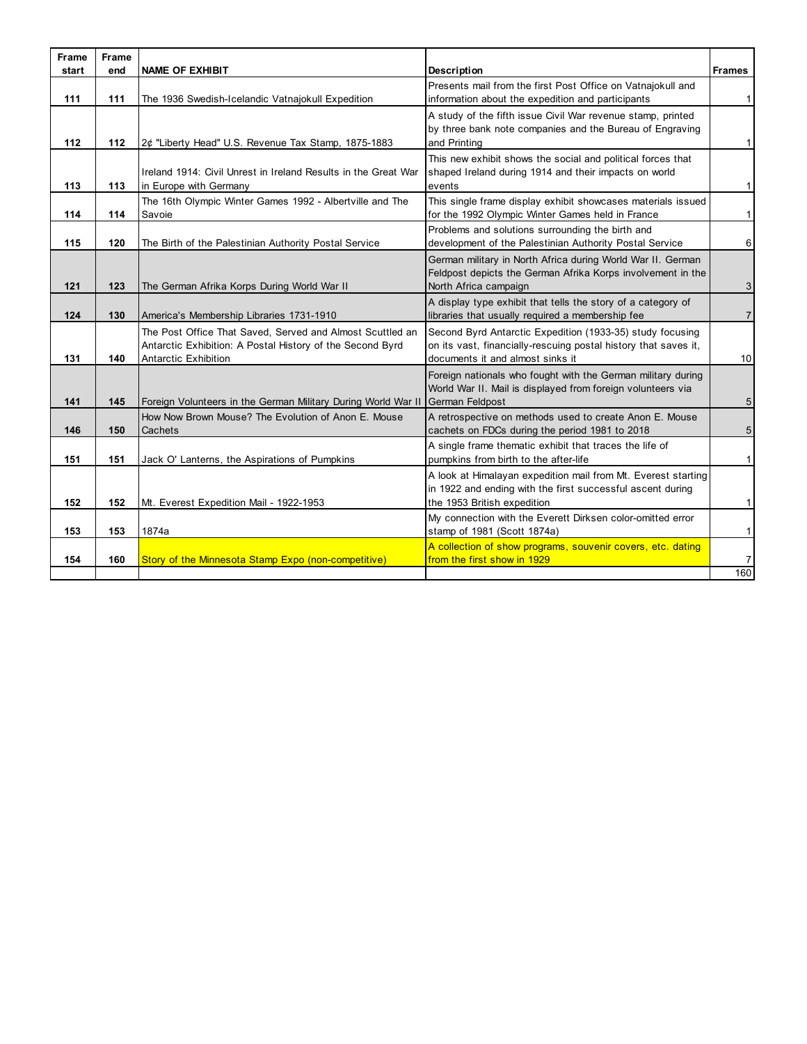| Frame start | Frame end | NAME OF EXHIBIT | Description | Frames |
|---|---|---|---|---|
| 111 | 111 | The 1936 Swedish-Icelandic Vatnajokull Expedition | Presents mail from the first Post Office on Vatnajokull and information about the expedition and participants | 1 |
| 112 | 112 | 2¢ "Liberty Head" U.S. Revenue Tax Stamp, 1875-1883 | A study of the fifth issue Civil War revenue stamp, printed by three bank note companies and the Bureau of Engraving and Printing | 1 |
| 113 | 113 | Ireland 1914: Civil Unrest in Ireland Results in the Great War in Europe with Germany | This new exhibit shows the social and political forces that shaped Ireland during 1914 and their impacts on world events | 1 |
| 114 | 114 | The 16th Olympic Winter Games 1992 - Albertville and The Savoie | This single frame display exhibit showcases materials issued for the 1992 Olympic Winter Games held in France | 1 |
| 115 | 120 | The Birth of the Palestinian Authority Postal Service | Problems and solutions surrounding the birth and development of the Palestinian Authority Postal Service | 6 |
| 121 | 123 | The German Afrika Korps During World War II | German military in North Africa during World War II. German Feldpost depicts the German Afrika Korps involvement in the North Africa campaign | 3 |
| 124 | 130 | America's Membership Libraries 1731-1910 | A display type exhibit that tells the story of a category of libraries that usually required a membership fee | 7 |
| 131 | 140 | The Post Office That Saved, Served and Almost Scuttled an Antarctic Exhibition: A Postal History of the Second Byrd Antarctic Exhibition | Second Byrd Antarctic Expedition (1933-35) study focusing on its vast, financially-rescuing postal history that saves it, documents it and almost sinks it | 10 |
| 141 | 145 | Foreign Volunteers in the German Military During World War II | Foreign nationals who fought with the German military during World War II. Mail is displayed from foreign volunteers via German Feldpost | 5 |
| 146 | 150 | How Now Brown Mouse? The Evolution of Anon E. Mouse Cachets | A retrospective on methods used to create Anon E. Mouse cachets on FDCs during the period 1981 to 2018 | 5 |
| 151 | 151 | Jack O' Lanterns, the Aspirations of Pumpkins | A single frame thematic exhibit that traces the life of pumpkins from birth to the after-life | 1 |
| 152 | 152 | Mt. Everest Expedition Mail - 1922-1953 | A look at Himalayan expedition mail from Mt. Everest starting in 1922 and ending with the first successful ascent during the 1953 British expedition | 1 |
| 153 | 153 | 1874a | My connection with the Everett Dirksen color-omitted error stamp of 1981 (Scott 1874a) | 1 |
| 154 | 160 | Story of the Minnesota Stamp Expo (non-competitive) | A collection of show programs, souvenir covers, etc. dating from the first show in 1929 | 7 |
| | | | | 160 |